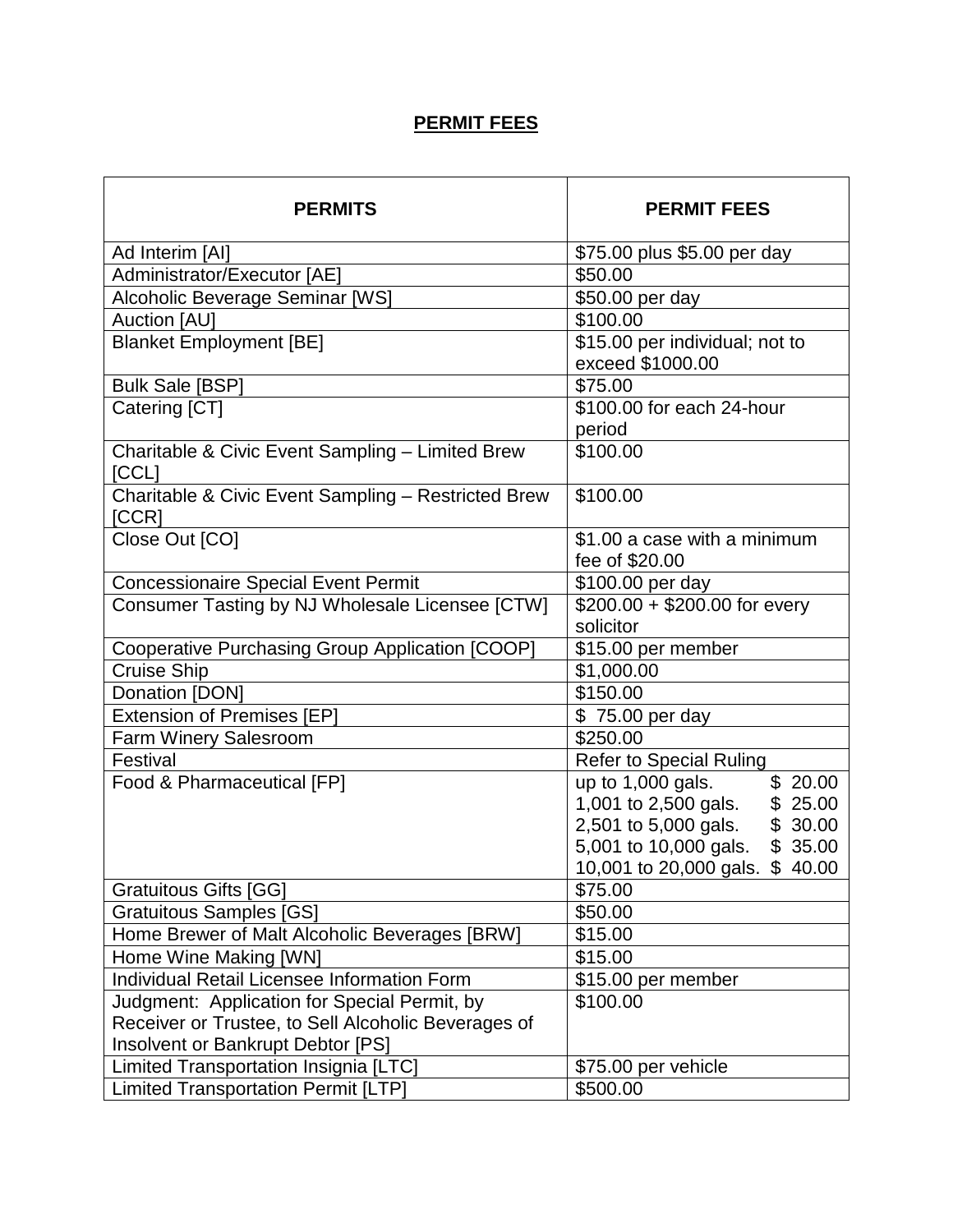# PERMIT FEES

| PERMITS | PERMIT FEES |
|---|---|
| Ad Interim [AI] | $75.00 plus $5.00 per day |
| Administrator/Executor [AE] | $50.00 |
| Alcoholic Beverage Seminar [WS] | $50.00 per day |
| Auction [AU] | $100.00 |
| Blanket Employment [BE] | $15.00 per individual; not to exceed $1000.00 |
| Bulk Sale [BSP] | $75.00 |
| Catering [CT] | $100.00 for each 24-hour period |
| Charitable & Civic Event Sampling – Limited Brew [CCL] | $100.00 |
| Charitable & Civic Event Sampling – Restricted Brew [CCR] | $100.00 |
| Close Out [CO] | $1.00 a case with a minimum fee of $20.00 |
| Concessionaire Special Event Permit | $100.00 per day |
| Consumer Tasting by NJ Wholesale Licensee [CTW] | $200.00 + $200.00 for every solicitor |
| Cooperative Purchasing Group Application [COOP] | $15.00 per member |
| Cruise Ship | $1,000.00 |
| Donation [DON] | $150.00 |
| Extension of Premises [EP] | $ 75.00 per day |
| Farm Winery Salesroom | $250.00 |
| Festival | Refer to Special Ruling |
| Food & Pharmaceutical [FP] | up to 1,000 gals. $ 20.00<br>1,001 to 2,500 gals. $ 25.00<br>2,501 to 5,000 gals. $ 30.00<br>5,001 to 10,000 gals. $ 35.00<br>10,001 to 20,000 gals. $ 40.00 |
| Gratuitous Gifts [GG] | $75.00 |
| Gratuitous Samples [GS] | $50.00 |
| Home Brewer of Malt Alcoholic Beverages [BRW] | $15.00 |
| Home Wine Making [WN] | $15.00 |
| Individual Retail Licensee Information Form | $15.00 per member |
| Judgment: Application for Special Permit, by Receiver or Trustee, to Sell Alcoholic Beverages of Insolvent or Bankrupt Debtor [PS] | $100.00 |
| Limited Transportation Insignia [LTC] | $75.00 per vehicle |
| Limited Transportation Permit [LTP] | $500.00 |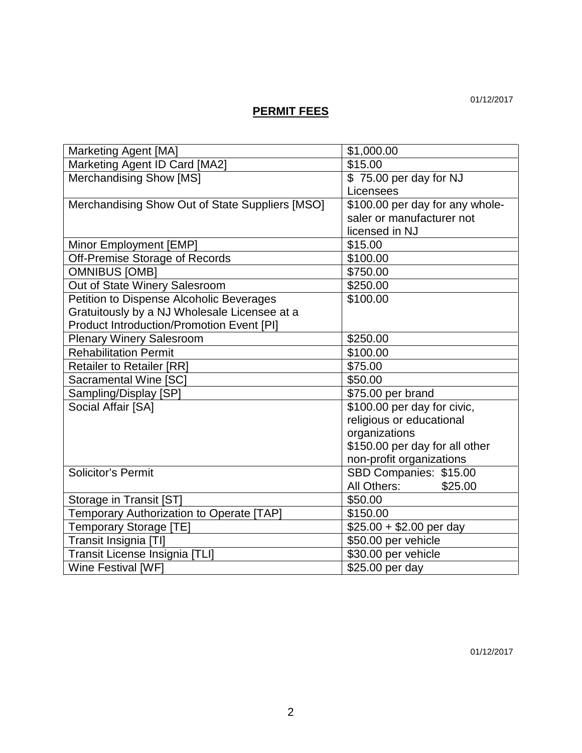## PERMIT FEES

| | |
|---|---|
| Marketing Agent [MA] | $1,000.00 |
| Marketing Agent ID Card [MA2] | $15.00 |
| Merchandising Show [MS] | $ 75.00 per day for NJ Licensees |
| Merchandising Show Out of State Suppliers [MSO] | $100.00 per day for any wholesaler or manufacturer not licensed in NJ |
| Minor Employment [EMP] | $15.00 |
| Off-Premise Storage of Records | $100.00 |
| OMNIBUS [OMB] | $750.00 |
| Out of State Winery Salesroom | $250.00 |
| Petition to Dispense Alcoholic Beverages Gratuitously by a NJ Wholesale Licensee at a Product Introduction/Promotion Event [PI] | $100.00 |
| Plenary Winery Salesroom | $250.00 |
| Rehabilitation Permit | $100.00 |
| Retailer to Retailer [RR] | $75.00 |
| Sacramental Wine [SC] | $50.00 |
| Sampling/Display [SP] | $75.00 per brand |
| Social Affair [SA] | $100.00 per day for civic, religious or educational organizations<br>$150.00 per day for all other non-profit organizations |
| Solicitor's Permit | SBD Companies: $15.00<br>All Others: $25.00 |
| Storage in Transit [ST] | $50.00 |
| Temporary Authorization to Operate [TAP] | $150.00 |
| Temporary Storage [TE] | $25.00 + $2.00 per day |
| Transit Insignia [TI] | $50.00 per vehicle |
| Transit License Insignia [TLI] | $30.00 per vehicle |
| Wine Festival [WF] | $25.00 per day |